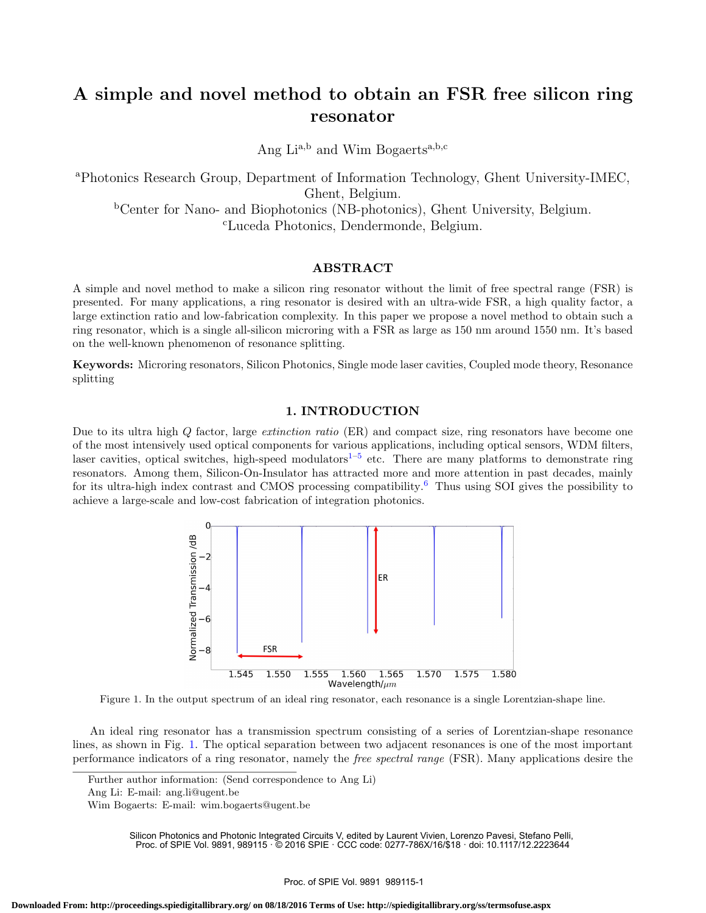# A simple and novel method to obtain an FSR free silicon ring resonator

Ang Li[a,b] and Wim Bogaerts[a,b,c]

[a]Photonics Research Group, Department of Information Technology, Ghent University-IMEC, Ghent, Belgium.

[b]Center for Nano- and Biophotonics (NB-photonics), Ghent University, Belgium.

[c]Luceda Photonics, Dendermonde, Belgium.

## ABSTRACT

A simple and novel method to make a silicon ring resonator without the limit of free spectral range (FSR) is presented. For many applications, a ring resonator is desired with an ultra-wide FSR, a high quality factor, a large extinction ratio and low-fabrication complexity. In this paper we propose a novel method to obtain such a ring resonator, which is a single all-silicon microring with a FSR as large as 150 nm around 1550 nm. It's based on the well-known phenomenon of resonance splitting.

**Keywords:** Microring resonators, Silicon Photonics, Single mode laser cavities, Coupled mode theory, Resonance splitting

## 1. INTRODUCTION

Due to its ultra high $Q$ factor, large *extinction ratio* (ER) and compact size, ring resonators have become one of the most intensively used optical components for various applications, including optical sensors, WDM filters, laser cavities, optical switches, high-speed modulators[1–5] etc. There are many platforms to demonstrate ring resonators. Among them, Silicon-On-Insulator has attracted more and more attention in past decades, mainly for its ultra-high index contrast and CMOS processing compatibility.[6] Thus using SOI gives the possibility to achieve a large-scale and low-cost fabrication of integration photonics.

Figure 1. In the output spectrum of an ideal ring resonator, each resonance is a single Lorentzian-shape line.

An ideal ring resonator has a transmission spectrum consisting of a series of Lorentzian-shape resonance lines, as shown in Fig. 1. The optical separation between two adjacent resonances is one of the most important performance indicators of a ring resonator, namely the *free spectral range* (FSR). Many applications desire the

---

Further author information: (Send correspondence to Ang Li)

Ang Li: E-mail: ang.li@ugent.be

Wim Bogaerts: E-mail: wim.bogaerts@ugent.be

Silicon Photonics and Photonic Integrated Circuits V, edited by Laurent Vivien, Lorenzo Pavesi, Stefano Pelli, Proc. of SPIE Vol. 9891, 989115 · © 2016 SPIE · CCC code: 0277-786X/16/$18 · doi: 10.1117/12.2223644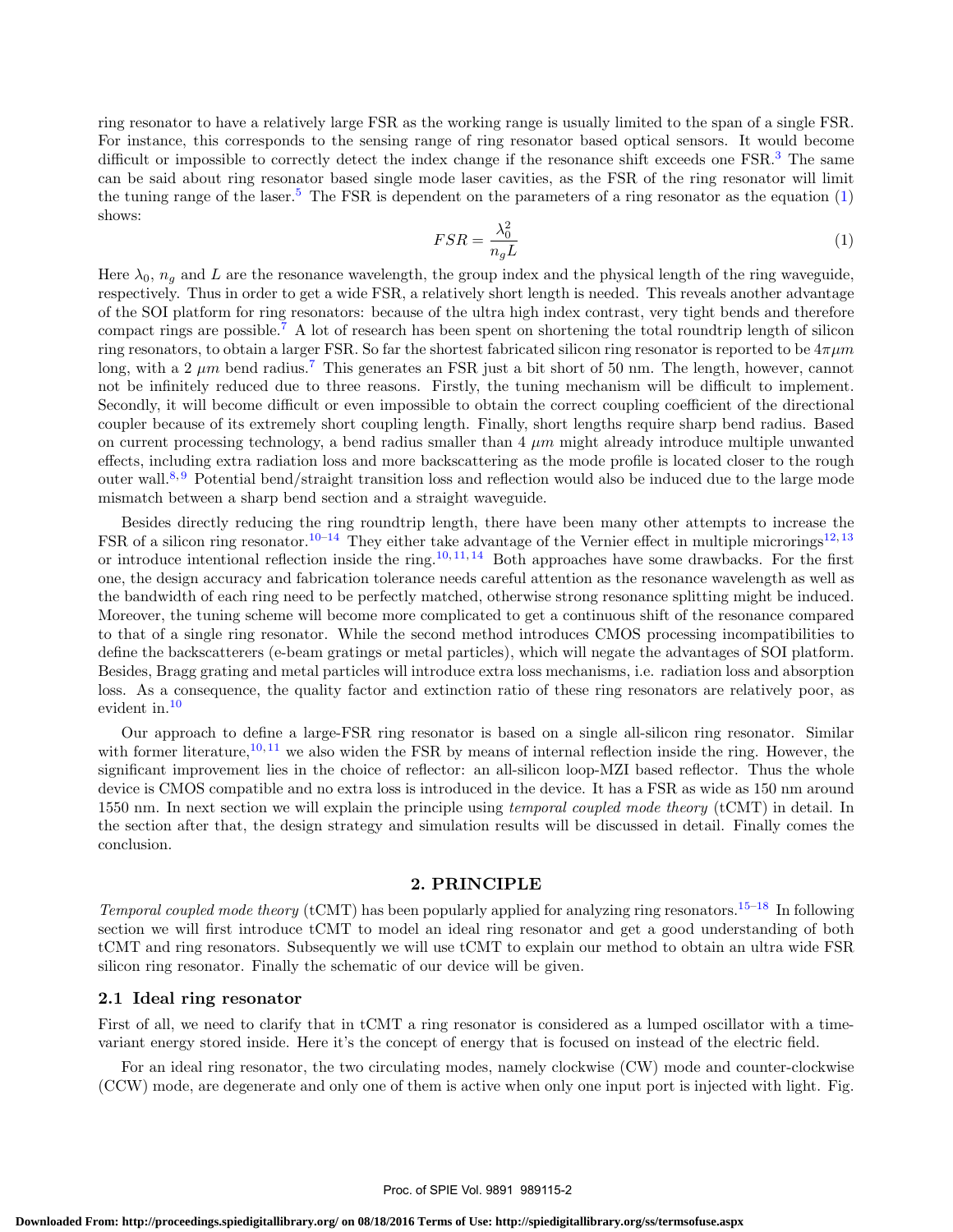ring resonator to have a relatively large FSR as the working range is usually limited to the span of a single FSR. For instance, this corresponds to the sensing range of ring resonator based optical sensors. It would become difficult or impossible to correctly detect the index change if the resonance shift exceeds one FSR.[3] The same can be said about ring resonator based single mode laser cavities, as the FSR of the ring resonator will limit the tuning range of the laser.[5] The FSR is dependent on the parameters of a ring resonator as the equation (1) shows:

$$FSR = \frac{\lambda_0^2}{n_g L} \tag{1}$$

Here $\lambda_0$, $n_g$ and $L$ are the resonance wavelength, the group index and the physical length of the ring waveguide, respectively. Thus in order to get a wide FSR, a relatively short length is needed. This reveals another advantage of the SOI platform for ring resonators: because of the ultra high index contrast, very tight bends and therefore compact rings are possible.[7] A lot of research has been spent on shortening the total roundtrip length of silicon ring resonators, to obtain a larger FSR. So far the shortest fabricated silicon ring resonator is reported to be $4\pi \mu m$ long, with a 2 $\mu m$ bend radius.[7] This generates an FSR just a bit short of 50 nm. The length, however, cannot not be infinitely reduced due to three reasons. Firstly, the tuning mechanism will be difficult to implement. Secondly, it will become difficult or even impossible to obtain the correct coupling coefficient of the directional coupler because of its extremely short coupling length. Finally, short lengths require sharp bend radius. Based on current processing technology, a bend radius smaller than 4 $\mu m$ might already introduce multiple unwanted effects, including extra radiation loss and more backscattering as the mode profile is located closer to the rough outer wall.[8,9] Potential bend/straight transition loss and reflection would also be induced due to the large mode mismatch between a sharp bend section and a straight waveguide.

Besides directly reducing the ring roundtrip length, there have been many other attempts to increase the FSR of a silicon ring resonator.[10–14] They either take advantage of the Vernier effect in multiple microrings[12,13] or introduce intentional reflection inside the ring.[10,11,14] Both approaches have some drawbacks. For the first one, the design accuracy and fabrication tolerance needs careful attention as the resonance wavelength as well as the bandwidth of each ring need to be perfectly matched, otherwise strong resonance splitting might be induced. Moreover, the tuning scheme will become more complicated to get a continuous shift of the resonance compared to that of a single ring resonator. While the second method introduces CMOS processing incompatibilities to define the backscatterers (e-beam gratings or metal particles), which will negate the advantages of SOI platform. Besides, Bragg grating and metal particles will introduce extra loss mechanisms, i.e. radiation loss and absorption loss. As a consequence, the quality factor and extinction ratio of these ring resonators are relatively poor, as evident in.[10]

Our approach to define a large-FSR ring resonator is based on a single all-silicon ring resonator. Similar with former literature,[10,11] we also widen the FSR by means of internal reflection inside the ring. However, the significant improvement lies in the choice of reflector: an all-silicon loop-MZI based reflector. Thus the whole device is CMOS compatible and no extra loss is introduced in the device. It has a FSR as wide as 150 nm around 1550 nm. In next section we will explain the principle using *temporal coupled mode theory* (tCMT) in detail. In the section after that, the design strategy and simulation results will be discussed in detail. Finally comes the conclusion.

## 2. PRINCIPLE

*Temporal coupled mode theory* (tCMT) has been popularly applied for analyzing ring resonators.[15–18] In following section we will first introduce tCMT to model an ideal ring resonator and get a good understanding of both tCMT and ring resonators. Subsequently we will use tCMT to explain our method to obtain an ultra wide FSR silicon ring resonator. Finally the schematic of our device will be given.

### 2.1 Ideal ring resonator

First of all, we need to clarify that in tCMT a ring resonator is considered as a lumped oscillator with a time-variant energy stored inside. Here it's the concept of energy that is focused on instead of the electric field.

For an ideal ring resonator, the two circulating modes, namely clockwise (CW) mode and counter-clockwise (CCW) mode, are degenerate and only one of them is active when only one input port is injected with light. Fig.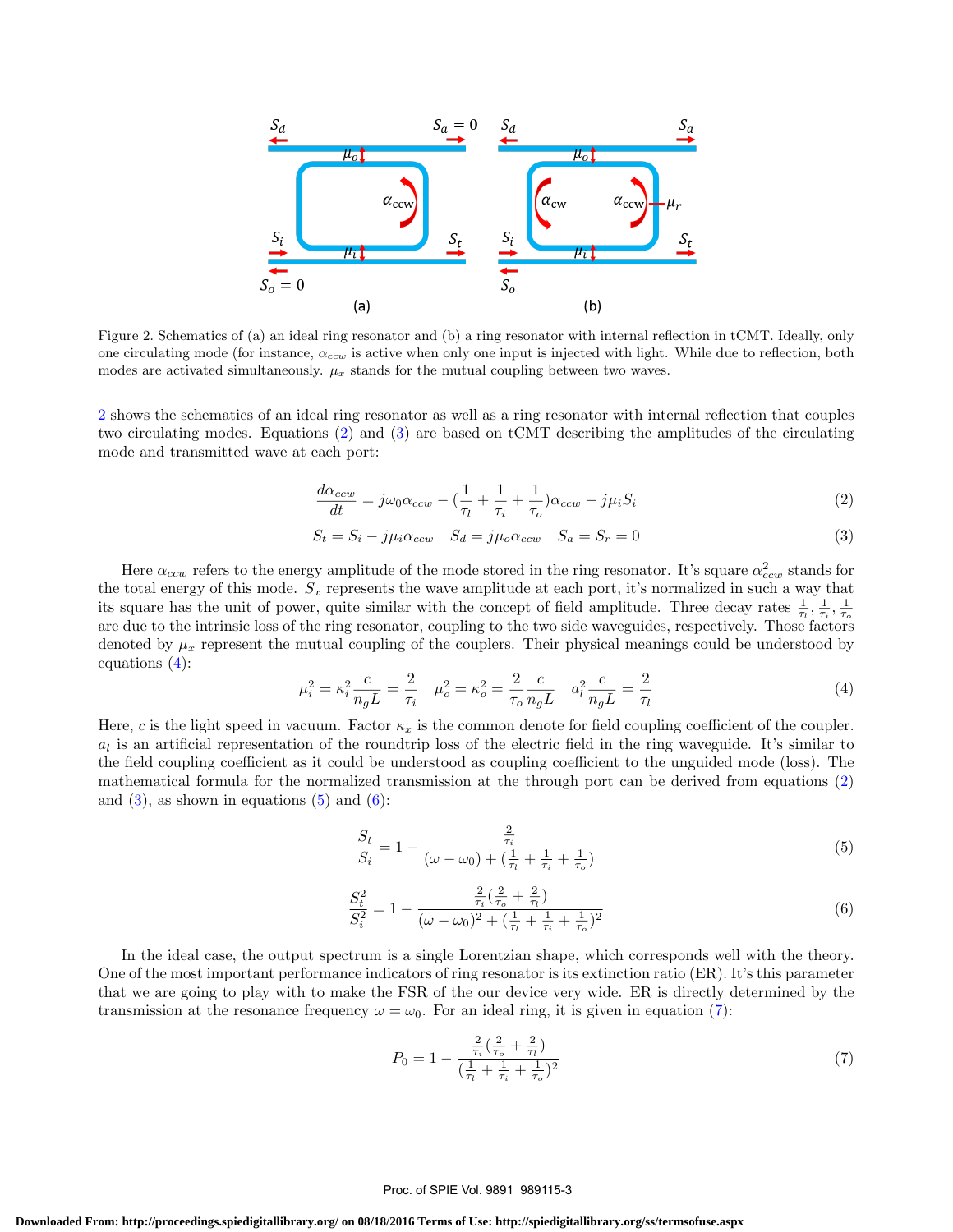Figure 2. Schematics of (a) an ideal ring resonator and (b) a ring resonator with internal reflection in tCMT. Ideally, only one circulating mode (for instance, $\alpha_{ccw}$ is active when only one input is injected with light. While due to reflection, both modes are activated simultaneously. $\mu_x$ stands for the mutual coupling between two waves.

2 shows the schematics of an ideal ring resonator as well as a ring resonator with internal reflection that couples two circulating modes. Equations (2) and (3) are based on tCMT describing the amplitudes of the circulating mode and transmitted wave at each port:

$$\frac{d\alpha_{ccw}}{dt} = j\omega_0\alpha_{ccw} - (\frac{1}{\tau_l} + \frac{1}{\tau_i} + \frac{1}{\tau_o})\alpha_{ccw} - j\mu_i S_i \tag{2}$$

$$S_t = S_i - j\mu_i\alpha_{ccw} \quad S_d = j\mu_o\alpha_{ccw} \quad S_a = S_r = 0 \tag{3}$$

Here $\alpha_{ccw}$ refers to the energy amplitude of the mode stored in the ring resonator. It's square $\alpha_{ccw}^2$ stands for the total energy of this mode. $S_x$ represents the wave amplitude at each port, it's normalized in such a way that its square has the unit of power, quite similar with the concept of field amplitude. Three decay rates $\frac{1}{\tau_l}, \frac{1}{\tau_i}, \frac{1}{\tau_o}$ are due to the intrinsic loss of the ring resonator, coupling to the two side waveguides, respectively. Those factors denoted by $\mu_x$ represent the mutual coupling of the couplers. Their physical meanings could be understood by equations (4):

$$\mu_i^2 = \kappa_i^2\frac{c}{n_g L} = \frac{2}{\tau_i} \quad \mu_o^2 = \kappa_o^2 = \frac{2}{\tau_o}\frac{c}{n_g L} \quad a_l^2\frac{c}{n_g L} = \frac{2}{\tau_l} \tag{4}$$

Here, $c$ is the light speed in vacuum. Factor $\kappa_x$ is the common denote for field coupling coefficient of the coupler. $a_l$ is an artificial representation of the roundtrip loss of the electric field in the ring waveguide. It's similar to the field coupling coefficient as it could be understood as coupling coefficient to the unguided mode (loss). The mathematical formula for the normalized transmission at the through port can be derived from equations (2) and (3), as shown in equations (5) and (6):

$$\frac{S_t}{S_i} = 1 - \frac{\frac{2}{\tau_i}}{(\omega - \omega_0) + (\frac{1}{\tau_l} + \frac{1}{\tau_i} + \frac{1}{\tau_o})} \tag{5}$$

$$\frac{S_t^2}{S_i^2} = 1 - \frac{\frac{2}{\tau_i}(\frac{2}{\tau_o} + \frac{2}{\tau_l})}{(\omega - \omega_0)^2 + (\frac{1}{\tau_l} + \frac{1}{\tau_i} + \frac{1}{\tau_o})^2} \tag{6}$$

In the ideal case, the output spectrum is a single Lorentzian shape, which corresponds well with the theory. One of the most important performance indicators of ring resonator is its extinction ratio (ER). It's this parameter that we are going to play with to make the FSR of the our device very wide. ER is directly determined by the transmission at the resonance frequency $\omega = \omega_0$. For an ideal ring, it is given in equation (7):

$$P_0 = 1 - \frac{\frac{2}{\tau_i}(\frac{2}{\tau_o} + \frac{2}{\tau_l})}{(\frac{1}{\tau_l} + \frac{1}{\tau_i} + \frac{1}{\tau_o})^2} \tag{7}$$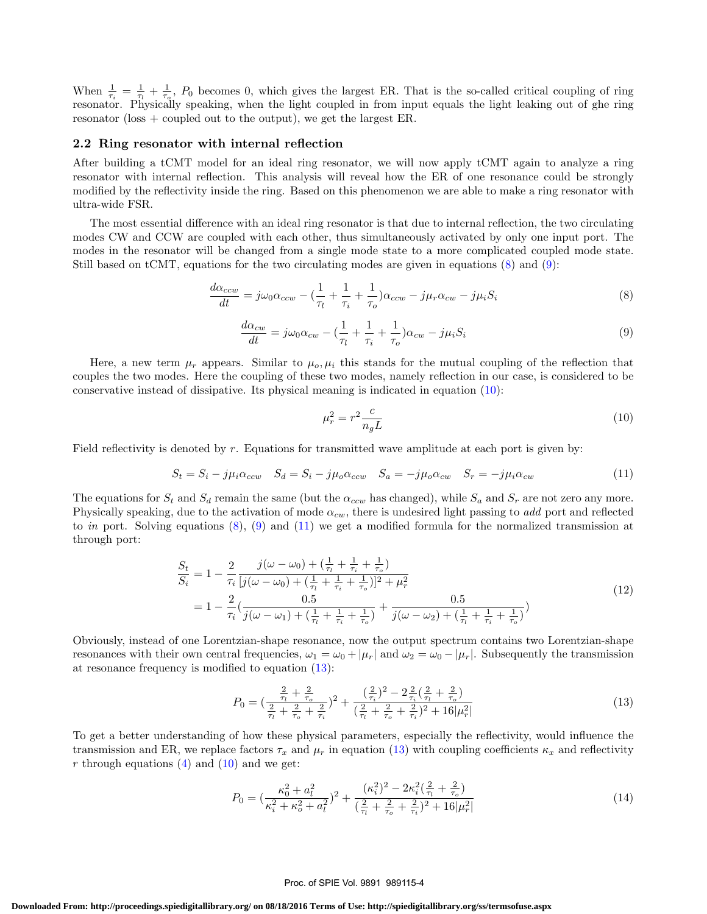When $\frac{1}{\tau_i} = \frac{1}{\tau_l} + \frac{1}{\tau_o}$, $P_0$ becomes 0, which gives the largest ER. That is the so-called critical coupling of ring resonator. Physically speaking, when the light coupled in from input equals the light leaking out of ghe ring resonator (loss + coupled out to the output), we get the largest ER.

## 2.2 Ring resonator with internal reflection

After building a tCMT model for an ideal ring resonator, we will now apply tCMT again to analyze a ring resonator with internal reflection. This analysis will reveal how the ER of one resonance could be strongly modified by the reflectivity inside the ring. Based on this phenomenon we are able to make a ring resonator with ultra-wide FSR.

The most essential difference with an ideal ring resonator is that due to internal reflection, the two circulating modes CW and CCW are coupled with each other, thus simultaneously activated by only one input port. The modes in the resonator will be changed from a single mode state to a more complicated coupled mode state. Still based on tCMT, equations for the two circulating modes are given in equations (8) and (9):

$$\frac{d\alpha_{ccw}}{dt} = j\omega_0\alpha_{ccw} - (\frac{1}{\tau_l} + \frac{1}{\tau_i} + \frac{1}{\tau_o})\alpha_{ccw} - j\mu_r\alpha_{cw} - j\mu_i S_i \tag{8}$$

$$\frac{d\alpha_{cw}}{dt} = j\omega_0\alpha_{cw} - (\frac{1}{\tau_l} + \frac{1}{\tau_i} + \frac{1}{\tau_o})\alpha_{cw} - j\mu_i S_i \tag{9}$$

Here, a new term $\mu_r$ appears. Similar to $\mu_o, \mu_i$ this stands for the mutual coupling of the reflection that couples the two modes. Here the coupling of these two modes, namely reflection in our case, is considered to be conservative instead of dissipative. Its physical meaning is indicated in equation (10):

$$\mu_r^2 = r^2\frac{c}{n_g L} \tag{10}$$

Field reflectivity is denoted by $r$. Equations for transmitted wave amplitude at each port is given by:

$$S_t = S_i - j\mu_i\alpha_{ccw} \quad S_d = S_i - j\mu_o\alpha_{ccw} \quad S_a = -j\mu_o\alpha_{cw} \quad S_r = -j\mu_i\alpha_{cw} \tag{11}$$

The equations for $S_t$ and $S_d$ remain the same (but the $\alpha_{ccw}$ has changed), while $S_a$ and $S_r$ are not zero any more. Physically speaking, due to the activation of mode $\alpha_{cw}$, there is undesired light passing to *add* port and reflected to *in* port. Solving equations (8), (9) and (11) we get a modified formula for the normalized transmission at through port:

$$\begin{aligned}\frac{S_t}{S_i} &= 1 - \frac{2}{\tau_i}\frac{j(\omega-\omega_0) + (\frac{1}{\tau_l} + \frac{1}{\tau_i} + \frac{1}{\tau_o})}{[j(\omega-\omega_0) + (\frac{1}{\tau_l} + \frac{1}{\tau_i} + \frac{1}{\tau_o})]^2 + \mu_r^2} \\ &= 1 - \frac{2}{\tau_i}(\frac{0.5}{j(\omega-\omega_1) + (\frac{1}{\tau_l} + \frac{1}{\tau_i} + \frac{1}{\tau_o})} + \frac{0.5}{j(\omega-\omega_2) + (\frac{1}{\tau_l} + \frac{1}{\tau_i} + \frac{1}{\tau_o})})\end{aligned} \tag{12}$$

Obviously, instead of one Lorentzian-shape resonance, now the output spectrum contains two Lorentzian-shape resonances with their own central frequencies, $\omega_1 = \omega_0 + |\mu_r|$ and $\omega_2 = \omega_0 - |\mu_r|$. Subsequently the transmission at resonance frequency is modified to equation (13):

$$P_0 = (\frac{\frac{2}{\tau_l} + \frac{2}{\tau_o}}{\frac{2}{\tau_l} + \frac{2}{\tau_o} + \frac{2}{\tau_i}})^2 + \frac{(\frac{2}{\tau_i})^2 - 2\frac{2}{\tau_i}(\frac{2}{\tau_l} + \frac{2}{\tau_o})}{(\frac{2}{\tau_l} + \frac{2}{\tau_o} + \frac{2}{\tau_i})^2 + 16|\mu_r^2|} \tag{13}$$

To get a better understanding of how these physical parameters, especially the reflectivity, would influence the transmission and ER, we replace factors $\tau_x$ and $\mu_r$ in equation (13) with coupling coefficients $\kappa_x$ and reflectivity $r$ through equations (4) and (10) and we get:

$$P_0 = (\frac{\kappa_0^2 + a_l^2}{\kappa_i^2 + \kappa_o^2 + a_l^2})^2 + \frac{(\kappa_i^2)^2 - 2\kappa_i^2(\frac{2}{\tau_l} + \frac{2}{\tau_o})}{(\frac{2}{\tau_l} + \frac{2}{\tau_o} + \frac{2}{\tau_i})^2 + 16|\mu_r^2|} \tag{14}$$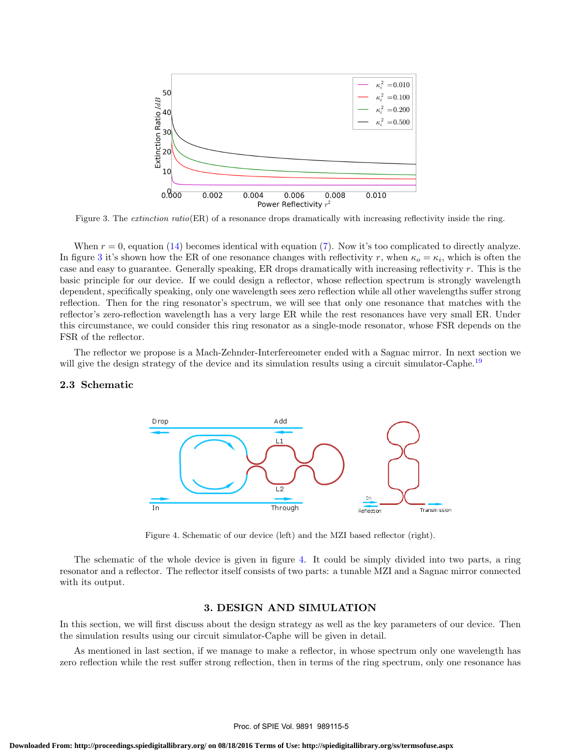Figure 3. The *extinction ratio*(ER) of a resonance drops dramatically with increasing reflectivity inside the ring.

When $r = 0$, equation (14) becomes identical with equation (7). Now it's too complicated to directly analyze. In figure 3 it's shown how the ER of one resonance changes with reflectivity $r$, when $\kappa_o = \kappa_i$, which is often the case and easy to guarantee. Generally speaking, ER drops dramatically with increasing reflectivity $r$. This is the basic principle for our device. If we could design a reflector, whose reflection spectrum is strongly wavelength dependent, specifically speaking, only one wavelength sees zero reflection while all other wavelengths suffer strong reflection. Then for the ring resonator's spectrum, we will see that only one resonance that matches with the reflector's zero-reflection wavelength has a very large ER while the rest resonances have very small ER. Under this circumstance, we could consider this ring resonator as a single-mode resonator, whose FSR depends on the FSR of the reflector.

The reflector we propose is a Mach-Zehnder-Interfeerometer ended with a Sagnac mirror. In next section we will give the design strategy of the device and its simulation results using a circuit simulator-Caphe.[19]

### 2.3 Schematic

Figure 4. Schematic of our device (left) and the MZI based reflector (right).

The schematic of the whole device is given in figure 4. It could be simply divided into two parts, a ring resonator and a reflector. The reflector itself consists of two parts: a tunable MZI and a Sagnac mirror connected with its output.

## 3. DESIGN AND SIMULATION

In this section, we will first discuss about the design strategy as well as the key parameters of our device. Then the simulation results using our circuit simulator-Caphe will be given in detail.

As mentioned in last section, if we manage to make a reflector, in whose spectrum only one wavelength has zero reflection while the rest suffer strong reflection, then in terms of the ring spectrum, only one resonance has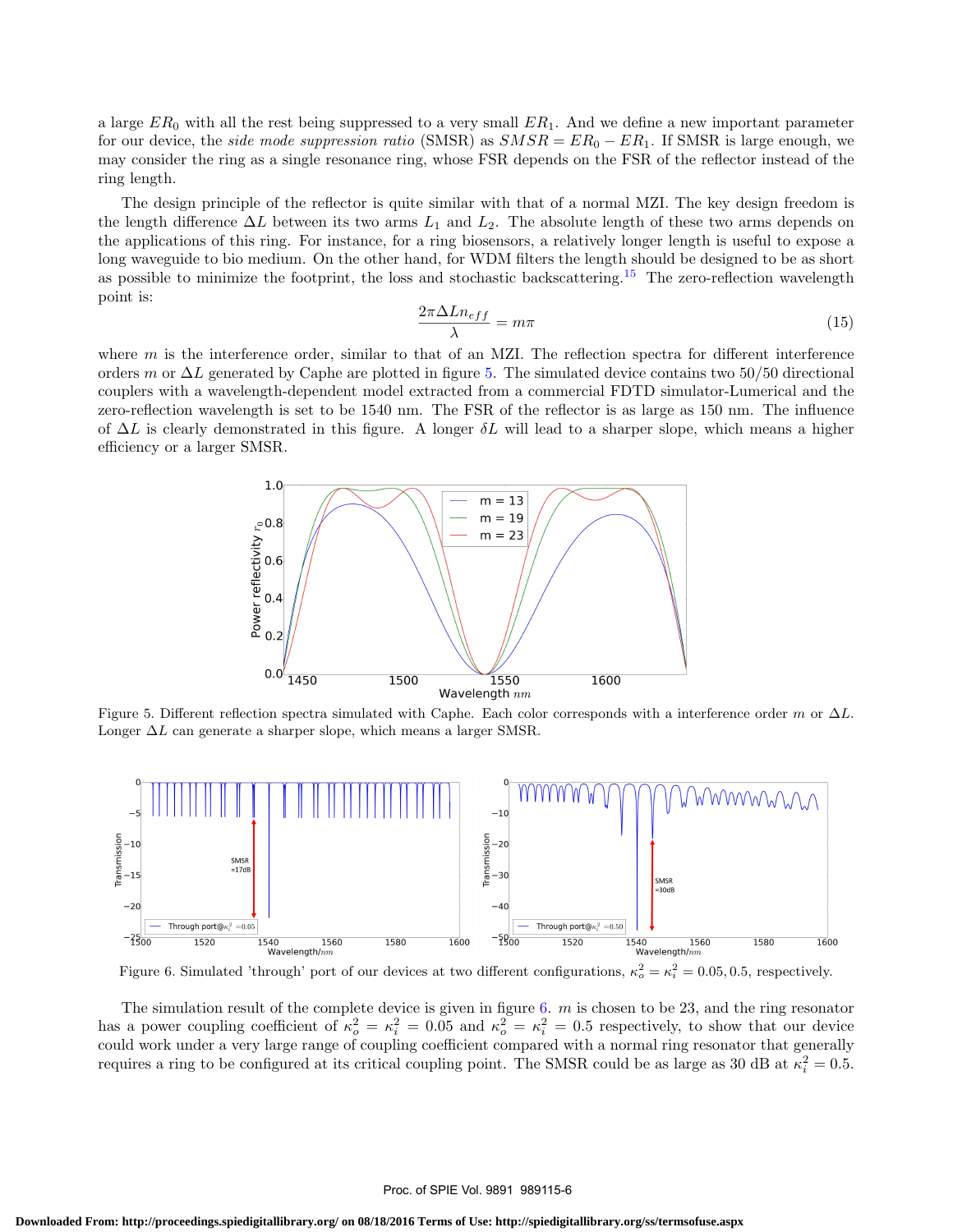a large $ER_0$ with all the rest being suppressed to a very small $ER_1$. And we define a new important parameter for our device, the *side mode suppression ratio* (SMSR) as $SMSR = ER_0 - ER_1$. If SMSR is large enough, we may consider the ring as a single resonance ring, whose FSR depends on the FSR of the reflector instead of the ring length.

The design principle of the reflector is quite similar with that of a normal MZI. The key design freedom is the length difference $\Delta L$ between its two arms $L_1$ and $L_2$. The absolute length of these two arms depends on the applications of this ring. For instance, for a ring biosensors, a relatively longer length is useful to expose a long waveguide to bio medium. On the other hand, for WDM filters the length should be designed to be as short as possible to minimize the footprint, the loss and stochastic backscattering.[15] The zero-reflection wavelength point is:

$$\frac{2\pi\Delta L n_{eff}}{\lambda} = m\pi \tag{15}$$

where $m$ is the interference order, similar to that of an MZI. The reflection spectra for different interference orders $m$ or $\Delta L$ generated by Caphe are plotted in figure 5. The simulated device contains two 50/50 directional couplers with a wavelength-dependent model extracted from a commercial FDTD simulator-Lumerical and the zero-reflection wavelength is set to be 1540 nm. The FSR of the reflector is as large as 150 nm. The influence of $\Delta L$ is clearly demonstrated in this figure. A longer $\delta L$ will lead to a sharper slope, which means a higher efficiency or a larger SMSR.

Figure 5. Different reflection spectra simulated with Caphe. Each color corresponds with a interference order $m$ or $\Delta L$. Longer $\Delta L$ can generate a sharper slope, which means a larger SMSR.

Figure 6. Simulated 'through' port of our devices at two different configurations, $\kappa_o^2 = \kappa_i^2 = 0.05, 0.5$, respectively.

The simulation result of the complete device is given in figure 6. $m$ is chosen to be 23, and the ring resonator has a power coupling coefficient of $\kappa_o^2 = \kappa_i^2 = 0.05$ and $\kappa_o^2 = \kappa_i^2 = 0.5$ respectively, to show that our device could work under a very large range of coupling coefficient compared with a normal ring resonator that generally requires a ring to be configured at its critical coupling point. The SMSR could be as large as 30 dB at $\kappa_i^2 = 0.5$.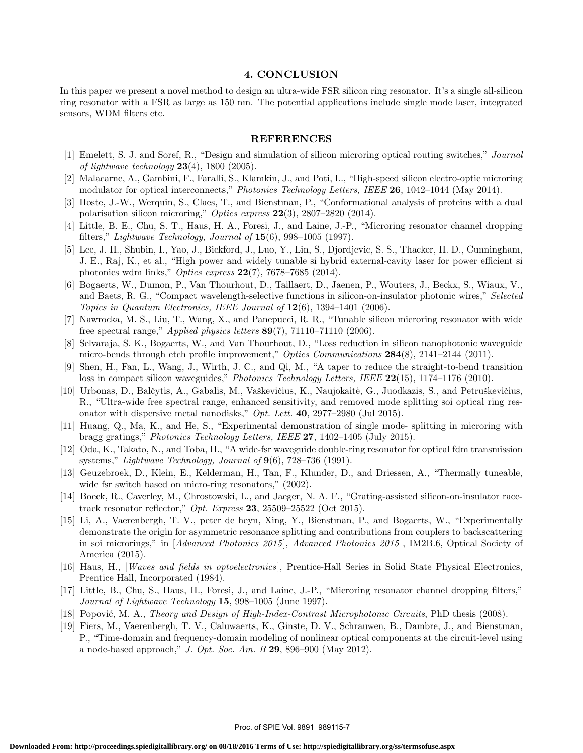## 4. CONCLUSION

In this paper we present a novel method to design an ultra-wide FSR silicon ring resonator. It's a single all-silicon ring resonator with a FSR as large as 150 nm. The potential applications include single mode laser, integrated sensors, WDM filters etc.

## REFERENCES

[1] Emelett, S. J. and Soref, R., "Design and simulation of silicon microring optical routing switches," *Journal of lightwave technology* **23**(4), 1800 (2005).

[2] Malacarne, A., Gambini, F., Faralli, S., Klamkin, J., and Poti, L., "High-speed silicon electro-optic microring modulator for optical interconnects," *Photonics Technology Letters, IEEE* **26**, 1042–1044 (May 2014).

[3] Hoste, J.-W., Werquin, S., Claes, T., and Bienstman, P., "Conformational analysis of proteins with a dual polarisation silicon microring," *Optics express* **22**(3), 2807–2820 (2014).

[4] Little, B. E., Chu, S. T., Haus, H. A., Foresi, J., and Laine, J.-P., "Microring resonator channel dropping filters," *Lightwave Technology, Journal of* **15**(6), 998–1005 (1997).

[5] Lee, J. H., Shubin, I., Yao, J., Bickford, J., Luo, Y., Lin, S., Djordjevic, S. S., Thacker, H. D., Cunningham, J. E., Raj, K., et al., "High power and widely tunable si hybrid external-cavity laser for power efficient si photonics wdm links," *Optics express* **22**(7), 7678–7685 (2014).

[6] Bogaerts, W., Dumon, P., Van Thourhout, D., Taillaert, D., Jaenen, P., Wouters, J., Beckx, S., Wiaux, V., and Baets, R. G., "Compact wavelength-selective functions in silicon-on-insulator photonic wires," *Selected Topics in Quantum Electronics, IEEE Journal of* **12**(6), 1394–1401 (2006).

[7] Nawrocka, M. S., Liu, T., Wang, X., and Panepucci, R. R., "Tunable silicon microring resonator with wide free spectral range," *Applied physics letters* **89**(7), 71110–71110 (2006).

[8] Selvaraja, S. K., Bogaerts, W., and Van Thourhout, D., "Loss reduction in silicon nanophotonic waveguide micro-bends through etch profile improvement," *Optics Communications* **284**(8), 2141–2144 (2011).

[9] Shen, H., Fan, L., Wang, J., Wirth, J. C., and Qi, M., "A taper to reduce the straight-to-bend transition loss in compact silicon waveguides," *Photonics Technology Letters, IEEE* **22**(15), 1174–1176 (2010).

[10] Urbonas, D., Balčytis, A., Gabalis, M., Vaškevičius, K., Naujokaitė, G., Juodkazis, S., and Petruškevičius, R., "Ultra-wide free spectral range, enhanced sensitivity, and removed mode splitting soi optical ring resonator with dispersive metal nanodisks," *Opt. Lett.* **40**, 2977–2980 (Jul 2015).

[11] Huang, Q., Ma, K., and He, S., "Experimental demonstration of single mode- splitting in microring with bragg gratings," *Photonics Technology Letters, IEEE* **27**, 1402–1405 (July 2015).

[12] Oda, K., Takato, N., and Toba, H., "A wide-fsr waveguide double-ring resonator for optical fdm transmission systems," *Lightwave Technology, Journal of* **9**(6), 728–736 (1991).

[13] Geuzebroek, D., Klein, E., Kelderman, H., Tan, F., Klunder, D., and Driessen, A., "Thermally tuneable, wide fsr switch based on micro-ring resonators," (2002).

[14] Boeck, R., Caverley, M., Chrostowski, L., and Jaeger, N. A. F., "Grating-assisted silicon-on-insulator racetrack resonator reflector," *Opt. Express* **23**, 25509–25522 (Oct 2015).

[15] Li, A., Vaerenbergh, T. V., peter de heyn, Xing, Y., Bienstman, P., and Bogaerts, W., "Experimentally demonstrate the origin for asymmetric resonance splitting and contributions from couplers to backscattering in soi microrings," in [*Advanced Photonics 2015*], *Advanced Photonics 2015* , IM2B.6, Optical Society of America (2015).

[16] Haus, H., [*Waves and fields in optoelectronics*], Prentice-Hall Series in Solid State Physical Electronics, Prentice Hall, Incorporated (1984).

[17] Little, B., Chu, S., Haus, H., Foresi, J., and Laine, J.-P., "Microring resonator channel dropping filters," *Journal of Lightwave Technology* **15**, 998–1005 (June 1997).

[18] Popović, M. A., *Theory and Design of High-Index-Contrast Microphotonic Circuits*, PhD thesis (2008).

[19] Fiers, M., Vaerenbergh, T. V., Caluwaerts, K., Ginste, D. V., Schrauwen, B., Dambre, J., and Bienstman, P., "Time-domain and frequency-domain modeling of nonlinear optical components at the circuit-level using a node-based approach," *J. Opt. Soc. Am. B* **29**, 896–900 (May 2012).